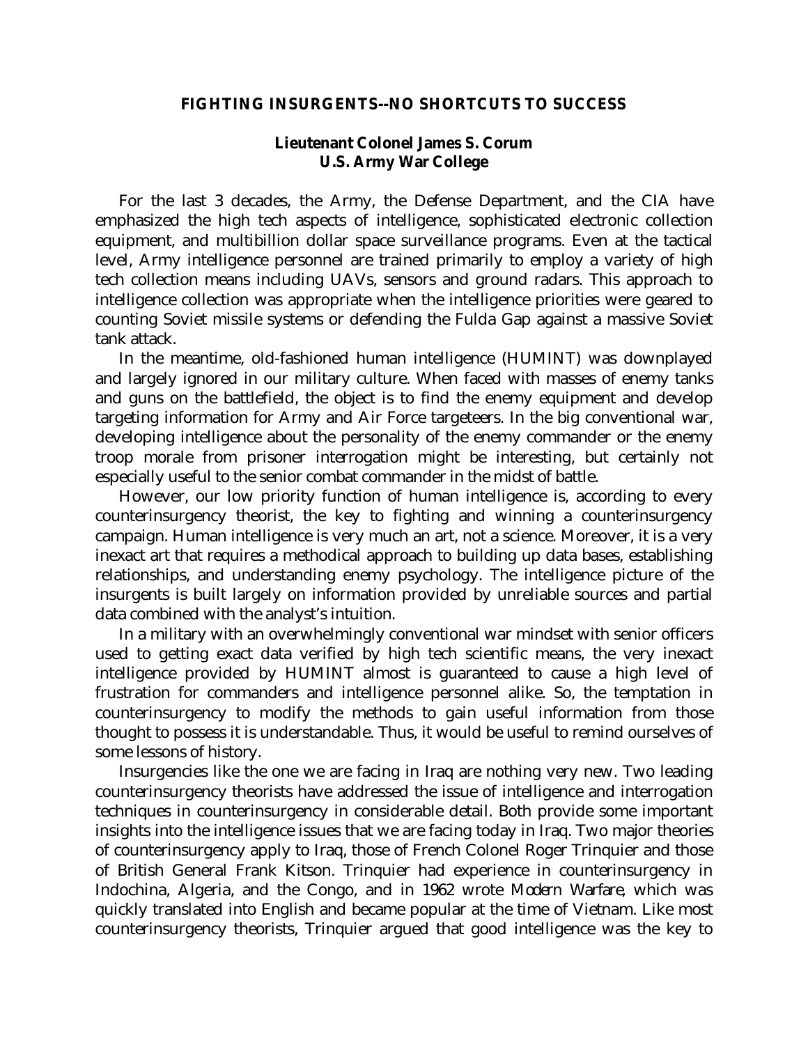# FIGHTING INSURGENTS--NO SHORTCUTS TO SUCCESS

**Lieutenant Colonel James S. Corum**
**U.S. Army War College**

For the last 3 decades, the Army, the Defense Department, and the CIA have emphasized the high tech aspects of intelligence, sophisticated electronic collection equipment, and multibillion dollar space surveillance programs. Even at the tactical level, Army intelligence personnel are trained primarily to employ a variety of high tech collection means including UAVs, sensors and ground radars. This approach to intelligence collection was appropriate when the intelligence priorities were geared to counting Soviet missile systems or defending the Fulda Gap against a massive Soviet tank attack.

In the meantime, old-fashioned human intelligence (HUMINT) was downplayed and largely ignored in our military culture. When faced with masses of enemy tanks and guns on the battlefield, the object is to find the enemy equipment and develop targeting information for Army and Air Force targeteers. In the big conventional war, developing intelligence about the personality of the enemy commander or the enemy troop morale from prisoner interrogation might be interesting, but certainly not especially useful to the senior combat commander in the midst of battle.

However, our low priority function of human intelligence is, according to every counterinsurgency theorist, the key to fighting and winning a counterinsurgency campaign. Human intelligence is very much an art, not a science. Moreover, it is a very inexact art that requires a methodical approach to building up data bases, establishing relationships, and understanding enemy psychology. The intelligence picture of the insurgents is built largely on information provided by unreliable sources and partial data combined with the analyst's intuition.

In a military with an overwhelmingly conventional war mindset with senior officers used to getting exact data verified by high tech scientific means, the very inexact intelligence provided by HUMINT almost is guaranteed to cause a high level of frustration for commanders and intelligence personnel alike. So, the temptation in counterinsurgency to modify the methods to gain useful information from those thought to possess it is understandable. Thus, it would be useful to remind ourselves of some lessons of history.

Insurgencies like the one we are facing in Iraq are nothing very new. Two leading counterinsurgency theorists have addressed the issue of intelligence and interrogation techniques in counterinsurgency in considerable detail. Both provide some important insights into the intelligence issues that we are facing today in Iraq. Two major theories of counterinsurgency apply to Iraq, those of French Colonel Roger Trinquier and those of British General Frank Kitson. Trinquier had experience in counterinsurgency in Indochina, Algeria, and the Congo, and in 1962 wrote *Modern Warfare*, which was quickly translated into English and became popular at the time of Vietnam. Like most counterinsurgency theorists, Trinquier argued that good intelligence was the key to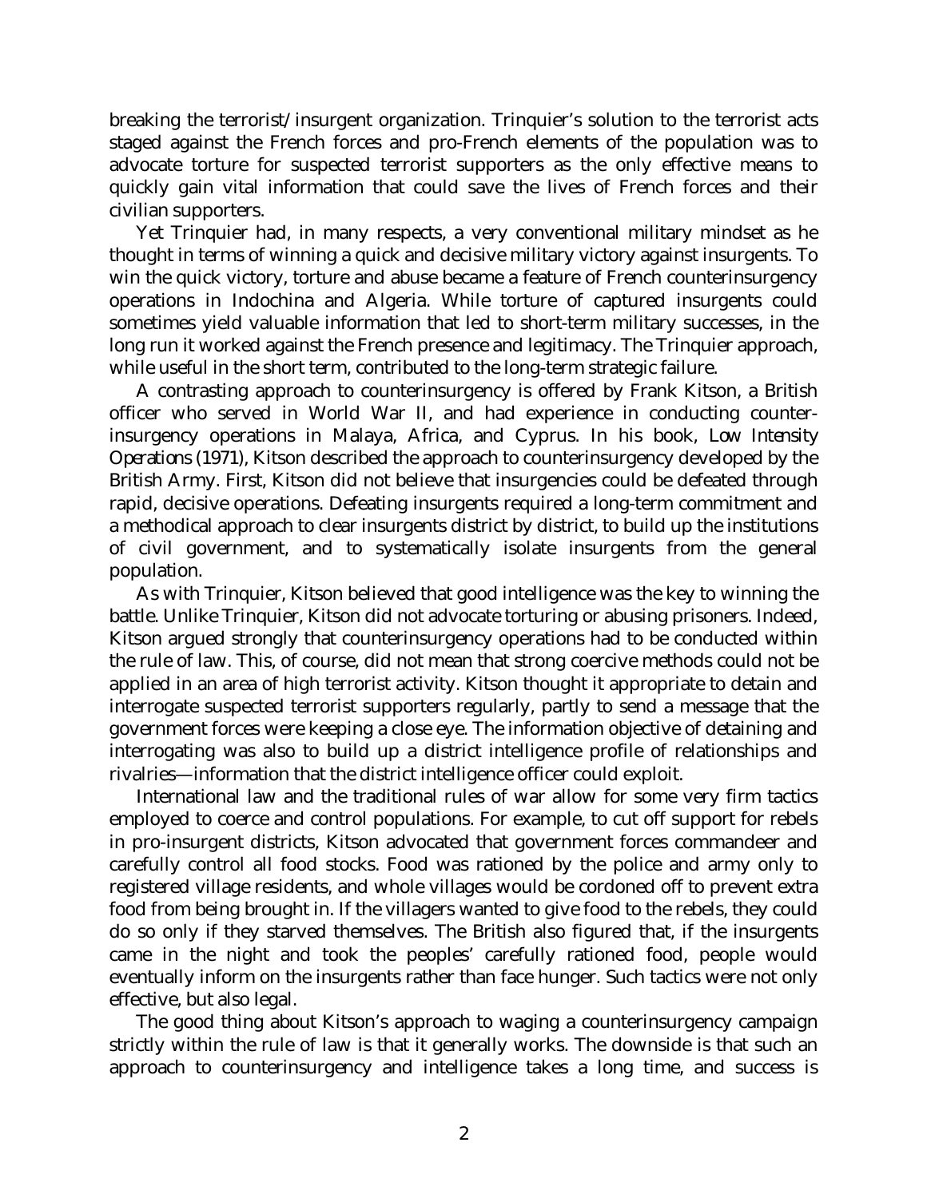breaking the terrorist/insurgent organization. Trinquier's solution to the terrorist acts staged against the French forces and pro-French elements of the population was to advocate torture for suspected terrorist supporters as the only effective means to quickly gain vital information that could save the lives of French forces and their civilian supporters.

Yet Trinquier had, in many respects, a very conventional military mindset as he thought in terms of winning a quick and decisive military victory against insurgents. To win the quick victory, torture and abuse became a feature of French counterinsurgency operations in Indochina and Algeria. While torture of captured insurgents could sometimes yield valuable information that led to short-term military successes, in the long run it worked against the French presence and legitimacy. The Trinquier approach, while useful in the short term, contributed to the long-term strategic failure.

A contrasting approach to counterinsurgency is offered by Frank Kitson, a British officer who served in World War II, and had experience in conducting counter-insurgency operations in Malaya, Africa, and Cyprus. In his book, *Low Intensity Operations* (1971), Kitson described the approach to counterinsurgency developed by the British Army. First, Kitson did not believe that insurgencies could be defeated through rapid, decisive operations. Defeating insurgents required a long-term commitment and a methodical approach to clear insurgents district by district, to build up the institutions of civil government, and to systematically isolate insurgents from the general population.

As with Trinquier, Kitson believed that good intelligence was the key to winning the battle. Unlike Trinquier, Kitson did not advocate torturing or abusing prisoners. Indeed, Kitson argued strongly that counterinsurgency operations had to be conducted within the rule of law. This, of course, did not mean that strong coercive methods could not be applied in an area of high terrorist activity. Kitson thought it appropriate to detain and interrogate suspected terrorist supporters regularly, partly to send a message that the government forces were keeping a close eye. The information objective of detaining and interrogating was also to build up a district intelligence profile of relationships and rivalries—information that the district intelligence officer could exploit.

International law and the traditional rules of war allow for some very firm tactics employed to coerce and control populations. For example, to cut off support for rebels in pro-insurgent districts, Kitson advocated that government forces commandeer and carefully control all food stocks. Food was rationed by the police and army only to registered village residents, and whole villages would be cordoned off to prevent extra food from being brought in. If the villagers wanted to give food to the rebels, they could do so only if they starved themselves. The British also figured that, if the insurgents came in the night and took the peoples' carefully rationed food, people would eventually inform on the insurgents rather than face hunger. Such tactics were not only effective, but also legal.

The good thing about Kitson's approach to waging a counterinsurgency campaign strictly within the rule of law is that it generally works. The downside is that such an approach to counterinsurgency and intelligence takes a long time, and success is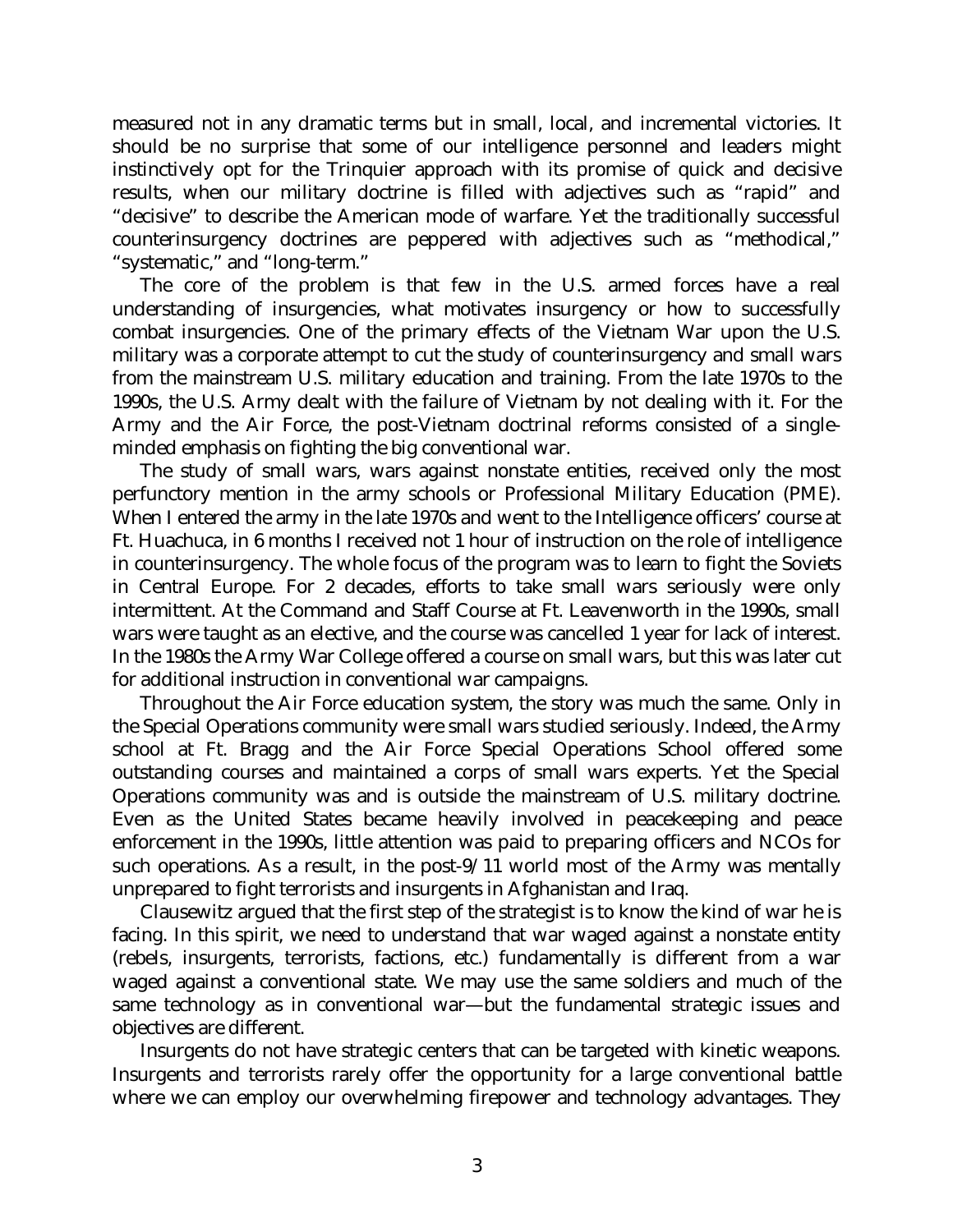measured not in any dramatic terms but in small, local, and incremental victories. It should be no surprise that some of our intelligence personnel and leaders might instinctively opt for the Trinquier approach with its promise of quick and decisive results, when our military doctrine is filled with adjectives such as "rapid" and "decisive" to describe the American mode of warfare. Yet the traditionally successful counterinsurgency doctrines are peppered with adjectives such as "methodical," "systematic," and "long-term."

The core of the problem is that few in the U.S. armed forces have a real understanding of insurgencies, what motivates insurgency or how to successfully combat insurgencies. One of the primary effects of the Vietnam War upon the U.S. military was a corporate attempt to cut the study of counterinsurgency and small wars from the mainstream U.S. military education and training. From the late 1970s to the 1990s, the U.S. Army dealt with the failure of Vietnam by not dealing with it. For the Army and the Air Force, the post-Vietnam doctrinal reforms consisted of a single-minded emphasis on fighting the big conventional war.

The study of small wars, wars against nonstate entities, received only the most perfunctory mention in the army schools or Professional Military Education (PME). When I entered the army in the late 1970s and went to the Intelligence officers' course at Ft. Huachuca, in 6 months I received not 1 hour of instruction on the role of intelligence in counterinsurgency. The whole focus of the program was to learn to fight the Soviets in Central Europe. For 2 decades, efforts to take small wars seriously were only intermittent. At the Command and Staff Course at Ft. Leavenworth in the 1990s, small wars were taught as an elective, and the course was cancelled 1 year for lack of interest. In the 1980s the Army War College offered a course on small wars, but this was later cut for additional instruction in conventional war campaigns.

Throughout the Air Force education system, the story was much the same. Only in the Special Operations community were small wars studied seriously. Indeed, the Army school at Ft. Bragg and the Air Force Special Operations School offered some outstanding courses and maintained a corps of small wars experts. Yet the Special Operations community was and is outside the mainstream of U.S. military doctrine. Even as the United States became heavily involved in peacekeeping and peace enforcement in the 1990s, little attention was paid to preparing officers and NCOs for such operations. As a result, in the post-9/11 world most of the Army was mentally unprepared to fight terrorists and insurgents in Afghanistan and Iraq.

Clausewitz argued that the first step of the strategist is to know the kind of war he is facing. In this spirit, we need to understand that war waged against a nonstate entity (rebels, insurgents, terrorists, factions, etc.) fundamentally is different from a war waged against a conventional state. We may use the same soldiers and much of the same technology as in conventional war—but the fundamental strategic issues and objectives are different.

Insurgents do not have strategic centers that can be targeted with kinetic weapons. Insurgents and terrorists rarely offer the opportunity for a large conventional battle where we can employ our overwhelming firepower and technology advantages. They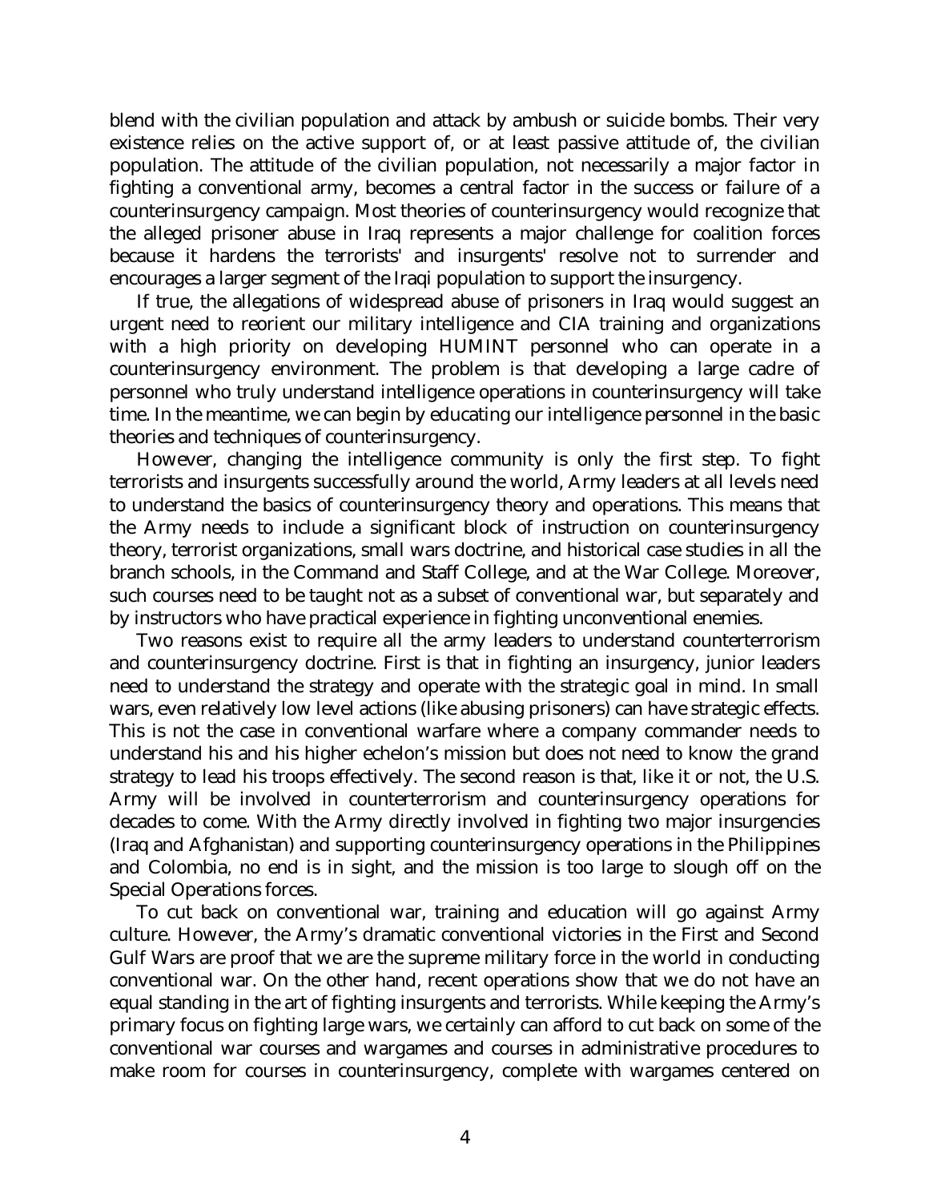blend with the civilian population and attack by ambush or suicide bombs. Their very existence relies on the active support of, or at least passive attitude of, the civilian population. The attitude of the civilian population, not necessarily a major factor in fighting a conventional army, becomes a central factor in the success or failure of a counterinsurgency campaign. Most theories of counterinsurgency would recognize that the alleged prisoner abuse in Iraq represents a major challenge for coalition forces because it hardens the terrorists' and insurgents' resolve not to surrender and encourages a larger segment of the Iraqi population to support the insurgency.

If true, the allegations of widespread abuse of prisoners in Iraq would suggest an urgent need to reorient our military intelligence and CIA training and organizations with a high priority on developing HUMINT personnel who can operate in a counterinsurgency environment. The problem is that developing a large cadre of personnel who truly understand intelligence operations in counterinsurgency will take time. In the meantime, we can begin by educating our intelligence personnel in the basic theories and techniques of counterinsurgency.

However, changing the intelligence community is only the first step. To fight terrorists and insurgents successfully around the world, Army leaders at all levels need to understand the basics of counterinsurgency theory and operations. This means that the Army needs to include a significant block of instruction on counterinsurgency theory, terrorist organizations, small wars doctrine, and historical case studies in all the branch schools, in the Command and Staff College, and at the War College. Moreover, such courses need to be taught not as a subset of conventional war, but separately and by instructors who have practical experience in fighting unconventional enemies.

Two reasons exist to require all the army leaders to understand counterterrorism and counterinsurgency doctrine. First is that in fighting an insurgency, junior leaders need to understand the strategy and operate with the strategic goal in mind. In small wars, even relatively low level actions (like abusing prisoners) can have strategic effects. This is not the case in conventional warfare where a company commander needs to understand his and his higher echelon's mission but does not need to know the grand strategy to lead his troops effectively. The second reason is that, like it or not, the U.S. Army will be involved in counterterrorism and counterinsurgency operations for decades to come. With the Army directly involved in fighting two major insurgencies (Iraq and Afghanistan) and supporting counterinsurgency operations in the Philippines and Colombia, no end is in sight, and the mission is too large to slough off on the Special Operations forces.

To cut back on conventional war, training and education will go against Army culture. However, the Army's dramatic conventional victories in the First and Second Gulf Wars are proof that we are the supreme military force in the world in conducting conventional war. On the other hand, recent operations show that we do not have an equal standing in the art of fighting insurgents and terrorists. While keeping the Army's primary focus on fighting large wars, we certainly can afford to cut back on some of the conventional war courses and wargames and courses in administrative procedures to make room for courses in counterinsurgency, complete with wargames centered on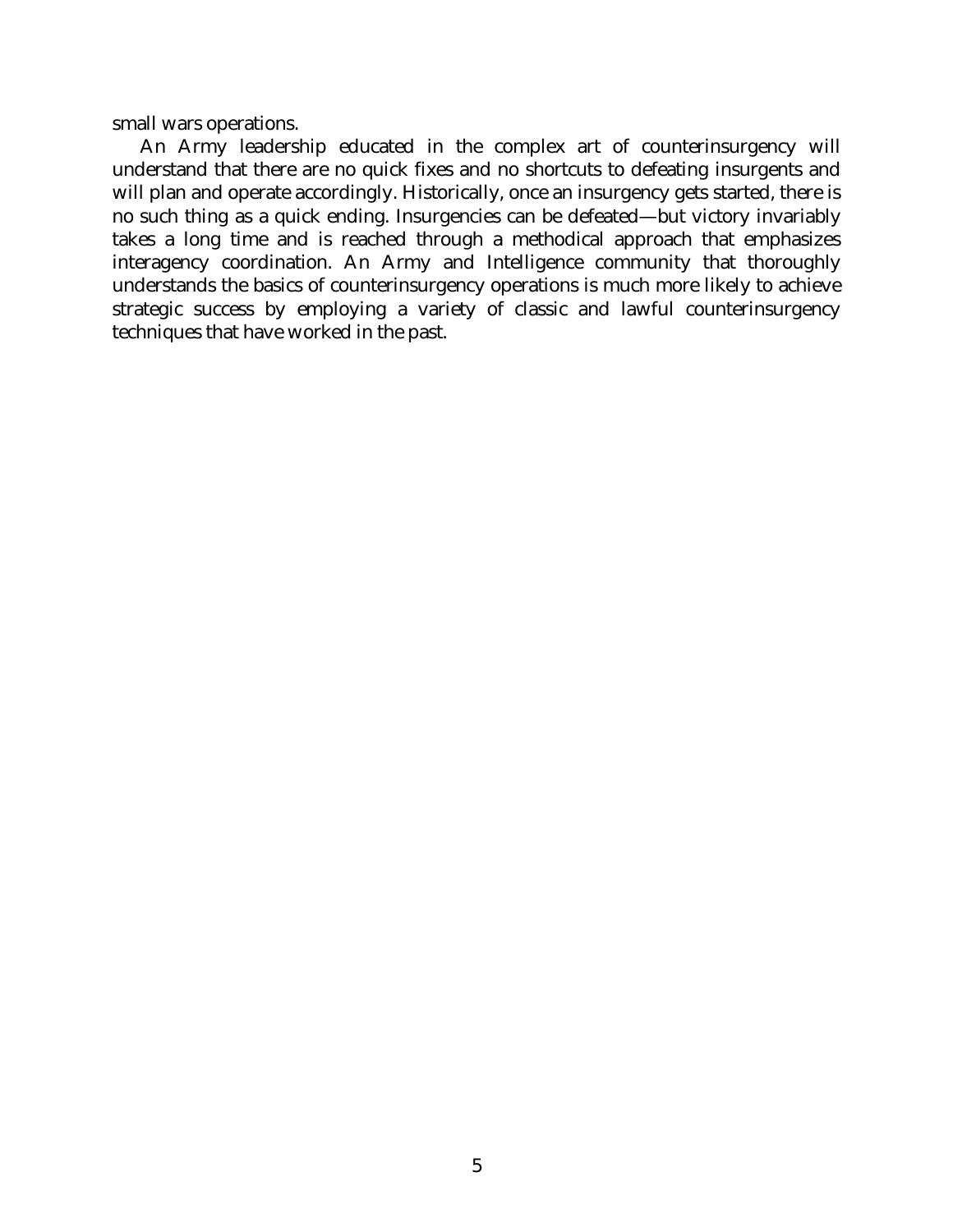small wars operations.

An Army leadership educated in the complex art of counterinsurgency will understand that there are no quick fixes and no shortcuts to defeating insurgents and will plan and operate accordingly. Historically, once an insurgency gets started, there is no such thing as a quick ending. Insurgencies can be defeated—but victory invariably takes a long time and is reached through a methodical approach that emphasizes interagency coordination. An Army and Intelligence community that thoroughly understands the basics of counterinsurgency operations is much more likely to achieve strategic success by employing a variety of classic and lawful counterinsurgency techniques that have worked in the past.